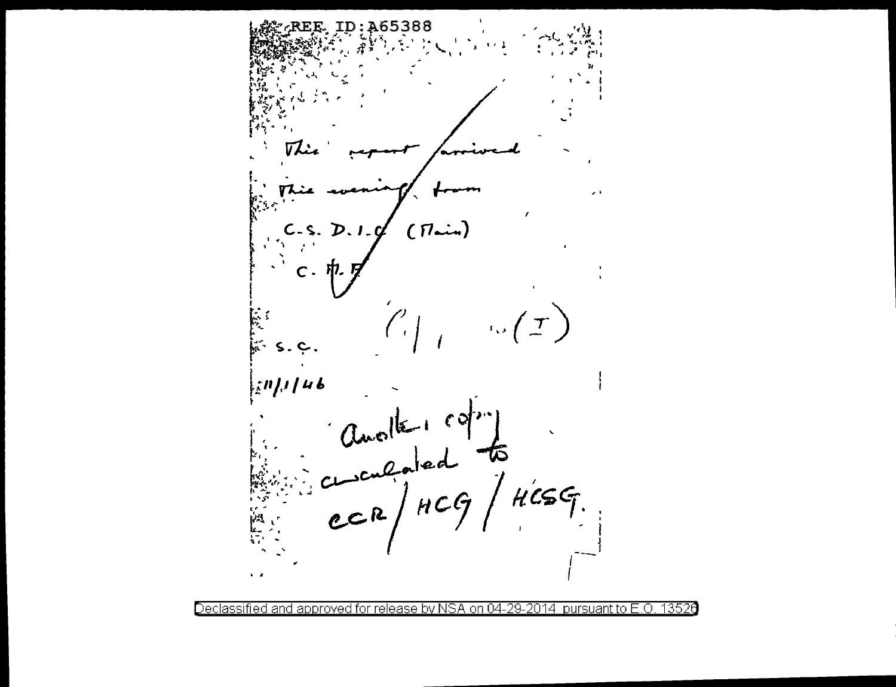REF ID:A65388

This report arrived
this evening from
C.S. D.I.C (Main)
C. M. F

S.C. (I)

11/1/46

Another copy
circulated to
CCR / HCG / HCSG.

Declassified and approved for release by NSA on 04-29-2014 pursuant to E.O. 13526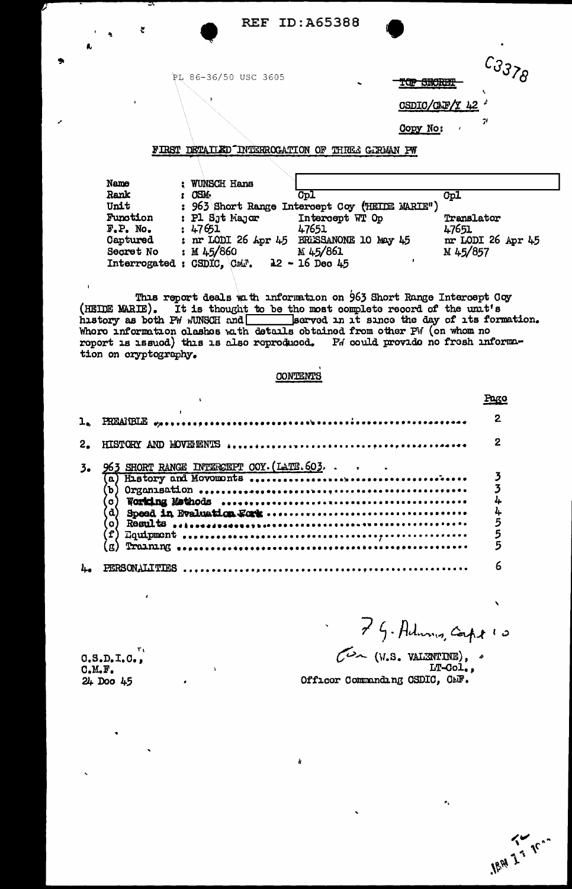REF ID:A65388

PL 86-36/50 USC 3605

C3378

~~TOP SECRET~~

CSDIC/CMF/Y 42

Copy No:

## FIRST DETAILED INTERROGATION OF THREE GERMAN PW

| Name | : WUNSCH Hans | | |
|---|---|---|---|
| Rank | : CSM | Cpl | Cpl |
| Unit | : 963 Short Range Intercept Coy (HEIDE MARIE") | | |
| Function | : Pl Sgt Major | Intercept WT Op | Translator |
| F.P. No. | : 47651 | 47651 | 47651 |
| Captured | : nr LODI 26 Apr 45 | BRESSANONE 10 May 45 | nr LODI 26 Apr 45 |
| Secret No | : M 45/860 | M 45/861 | M 45/857 |
| Interrogated | : CSDIC, CMF. 12 - 16 Dec 45 | | |

This report deals with information on 963 Short Range Intercept Coy (HEIDE MARIE). It is thought to be the most complete record of the unit's history as both PW WUNSCH and [ ] served in it since the day of its formation. Where information clashes with details obtained from other PW (on whom no report is issued) this is also reproduced. PW could provide no fresh information on cryptography.

### CONTENTS

| | | Page |
|---|---|---|
| 1. | PREAMBLE | 2 |
| 2. | HISTORY AND MOVEMENTS | 2 |
| 3. | 963 SHORT RANGE INTERCEPT COY. (LATE 603. | |
| | (a) History and Movements | 3 |
| | (b) Organisation | 3 |
| | (c) Working Methods | 4 |
| | (d) Speed in Evaluation Work | 4 |
| | (e) Results | 5 |
| | (f) Equipment | 5 |
| | (g) Training | 5 |
| 4. | PERSONALITIES | 6 |

C.S.D.I.C.,
C.M.F.
24 Dec 45

F G. Adams, Capt I.C.
for (W.S. VALENTINE),
LT-Col.,
Officer Commanding CSDIC, CMF.

JAN 11 1946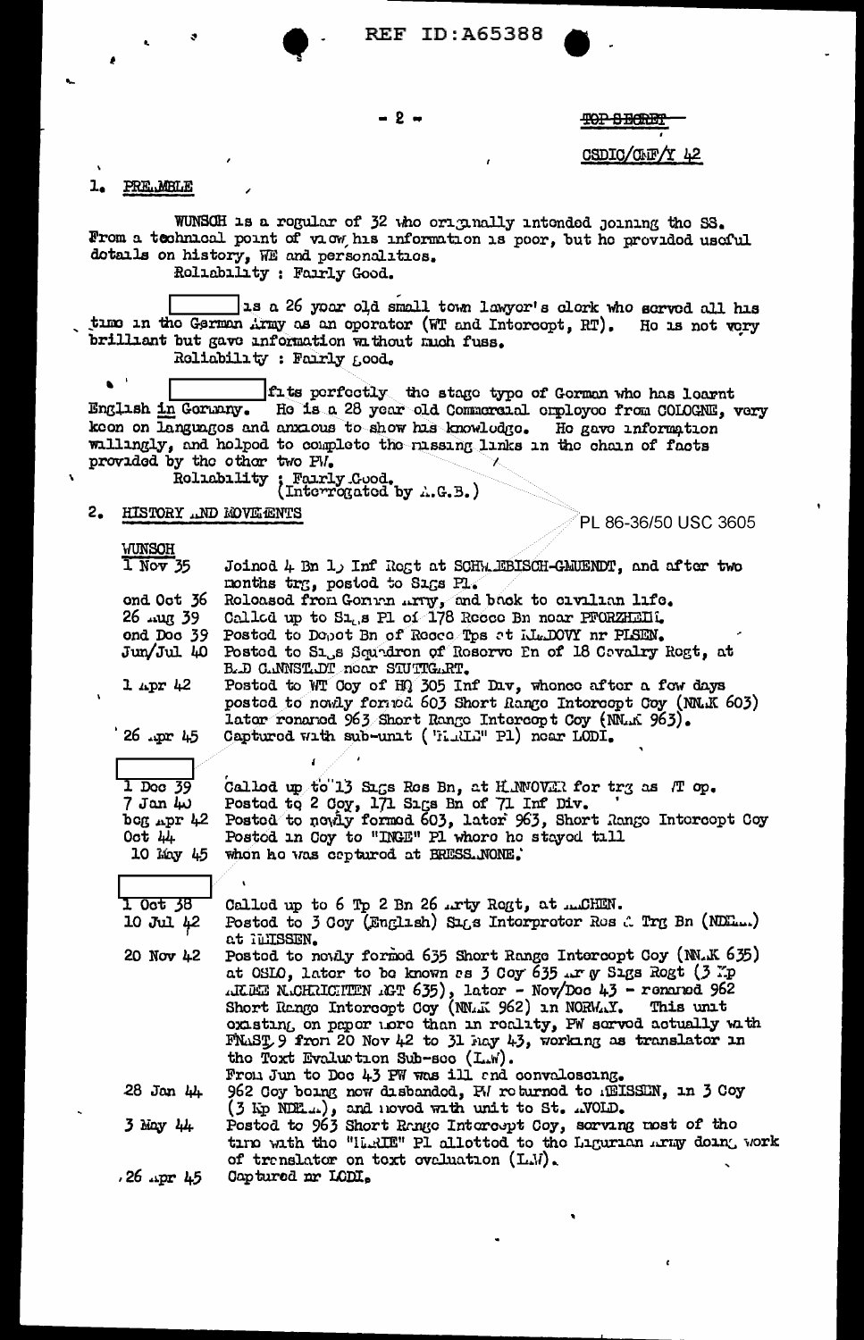TOP SECRET

CSDIC/CMF/Y 42

## 1. PREAMBLE

WUNSCH is a regular of 32 who originally intended joining the SS. From a technical point of view his information is poor, but he provided useful details on history, WE and personalities.

Reliability : Fairly Good.

[ ] is a 26 year old small town lawyer's clerk who served all his time in the German Army as an operator (WT and Intercept, RT). He is not very brilliant but gave information without much fuss.

Reliability : Fairly good.

[ ] fits perfectly the stage type of German who has learnt English in Germany. He is a 28 year old Commercial employee from COLOGNE, very keen on languages and anxious to show his knowledge. He gave information willingly, and helped to complete the missing links in the chain of facts provided by the other two PW.

Reliability : Fairly Good.
(Interrogated by A.G.B.)

## 2. HISTORY AND MOVEMENTS

PL 86-36/50 USC 3605

**WUNSCH**

| | |
|---|---|
| 1 Nov 35 | Joined 4 Bn 1? Inf Regt at SCHWAEBISCH-GMUENDT, and after two months trg, posted to Sigs Pl. |
| end Oct 36 | Released from German Army, and back to civilian life. |
| 26 Aug 39 | Called up to Sigs Pl of 178 Recce Bn near PFORZHEIM. |
| end Dec 39 | Posted to Depot Bn of Recce Tps at MADOVY nr PILSEN. |
| Jun/Jul 40 | Posted to Sigs Squadron of Reserve Bn of 18 Cavalry Regt, at BAD CANNSTADT near STUTTGART. |
| 1 Apr 42 | Posted to WT Coy of HQ 305 Inf Div, whence after a few days posted to newly formed 603 Short Range Intercept Coy (NNAK 603) later renamed 963 Short Range Intercept Coy (NNAK 963). |
| 26 Apr 45 | Captured with sub-unit ("MARIE" Pl) near LODI. |

**[ ]**

| | |
|---|---|
| 1 Dec 39 | Called up to 13 Sigs Res Bn, at HANNOVER for trg as WT op. |
| 7 Jan 40 | Posted to 2 Coy, 171 Sigs Bn of 71 Inf Div. |
| beg Apr 42 | Posted to newly formed 603, later 963, Short Range Intercept Coy |
| Oct 44 | Posted in Coy to "INGE" Pl where he stayed till |
| 10 May 45 | when he was captured at BRESSANONE. |

**[ ]**

| | |
|---|---|
| 1 Oct 38 | Called up to 6 Tp 2 Bn 26 Arty Regt, at AACHEN. |
| 10 Jul 42 | Posted to 3 Coy (English) Sigs Interpreter Res & Trg Bn (NDEA..) at MEISSEN. |
| 20 Nov 42 | Posted to newly formed 635 Short Range Intercept Coy (NNAK 635) at OSLO, later to be known as 3 Coy 635 Army Sigs Regt (3 Kp ARMEE NACHRICHTEN RGT 635), later - Nov/Dec 43 - renamed 962 Short Range Intercept Coy (NNAK 962) in NORWAY. This unit existing on paper more than in reality, PW served actually with FNAST 9 from 20 Nov 42 to 31 May 43, working as translator in the Text Evaluation Sub-sec (LAW). From Jun to Dec 43 PW was ill and convalescing. |
| 28 Jan 44 | 962 Coy being now disbanded, PW returned to MEISSEN, in 3 Coy (3 Kp NDEA..), and moved with unit to St. AVOLD. |
| 3 May 44 | Posted to 963 Short Range Intercept Coy, serving most of the time with the "MARIE" Pl allotted to the Ligurian Army doing work of translator on text evaluation (LAW). |
| 26 Apr 45 | Captured nr LODI. |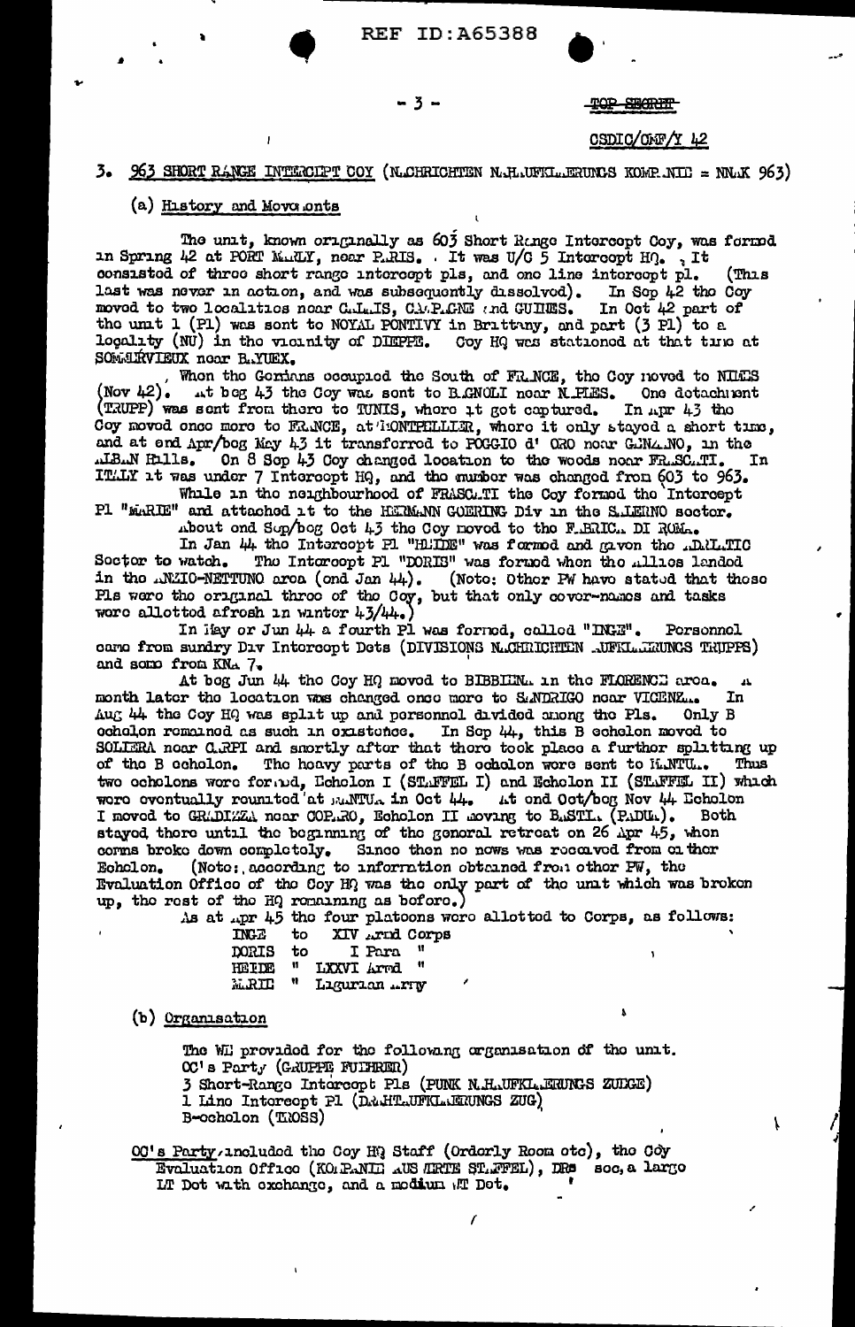REF ID:A65388

TOP SECRET

CSDIC/CMF/Y 42

### 3. 963 SHORT RANGE INTERCEPT COY (NACHRICHTEN NAHAUFKLAERUNGS KOMPANIE = NNAK 963)

#### (a) History and Movements

The unit, known originally as 603 Short Range Intercept Coy, was formed in Spring 42 at PORT MARLY, near PARIS. It was U/C 5 Intercept HQ. It consisted of three short range intercept pls, and one line intercept pl. (This last was never in action, and was subsequently dissolved). In Sep 42 the Coy moved to two localities near CALAIS, CAMPAGNE and GUINES. In Oct 42 part of the unit 1 (Pl) was sent to NOYAL PONTIVY in Brittany, and part (3 Pl) to a locality (NU) in the vicinity of DIEPPE. Coy HQ was stationed at that time at SOMMERVIEUX near BAYEUX.

When the Germans occupied the South of FRANCE, the Coy moved to NIMES (Nov 42). At beg 43 the Coy was sent to BAGNOLI near NAPLES. One detachment (TRUPP) was sent from there to TUNIS, where it got captured. In Apr 43 the Coy moved once more to FRANCE, at MONTPELLIER, where it only stayed a short time, and at end Apr/beg May 43 it transferred to POGGIO d' ORO near GENZANO, in the ALBAN Hills. On 8 Sep 43 Coy changed location to the woods near FRASCATI. In ITALY it was under 7 Intercept HQ, and the number was changed from 603 to 963.

While in the neighbourhood of FRASCATI the Coy formed the Intercept Pl "MARIE" and attached it to the HERMANN GOERING Div in the SALERNO sector.

About end Sep/beg Oct 43 the Coy moved to the FABRICA DI ROMA.

In Jan 44 the Intercept Pl "HEIDE" was formed and given the ADRIATIC Sector to watch. The Intercept Pl "DORIS" was formed when the Allies landed in the ANZIO-NETTUNO area (end Jan 44). (Note: Other PW have stated that those Pls were the original three of the Coy, but that only cover-names and tasks were allotted afresh in winter 43/44.)

In May or Jun 44 a fourth Pl was formed, called "INGE". Personnel came from sundry Div Intercept Dets (DIVISIONS NACHRICHTEN AUFKLAERUNGS TRUPPS) and some from KNA 7.

At beg Jun 44 the Coy HQ moved to BIBBIENA in the FLORENCE area. A month later the location was changed once more to SANDRIGO near VICENZA. In Aug 44 the Coy HQ was split up and personnel divided among the Pls. Only B echelon remained as such in existence. In Sep 44, this B echelon moved to SOLIERA near CARPI and shortly after that there took place a further splitting up of the B echelon. The heavy parts of the B echelon were sent to MANTUA. Thus two echelons were formed, Echelon I (STAFFEL I) and Echelon II (STAFFEL II) which were eventually reunited at MANTUA in Oct 44. At end Oct/beg Nov 44 Echelon I moved to GRADIZZA near COPARO, Echelon II moving to BASTIA (PADUA). Both stayed there until the beginning of the general retreat on 26 Apr 45, when comms broke down completely. Since then no news was received from either Echelon. (Note: according to information obtained from other PW, the Evaluation Office of the Coy HQ was the only part of the unit which was broken up, the rest of the HQ remaining as before.)

As at Apr 45 the four platoons were allotted to Corps, as follows:

| | | |
|---|---|---|
| INGE | to | XIV Armd Corps |
| DORIS | to | I Para " |
| HEIDE | " | LXXVI Armd " |
| MARIE | " | Ligurian Army |

#### (b) Organisation

The WE provided for the following organisation of the unit.
OC's Party (GRUPPE FUEHRER)
3 Short-Range Intercept Pls (FUNK NAHAUFKLAERUNGS ZUEGE)
1 Line Intercept Pl (DRAHTAUFKLAERUNGS ZUG)
B-echelon (TROSS)

OC's Party, included the Coy HQ Staff (Orderly Room etc), the Coy Evaluation Office (KOMPANIE AUSWERTE STAFFEL), DRs sec, a large LT Det with exchange, and a medium WT Det.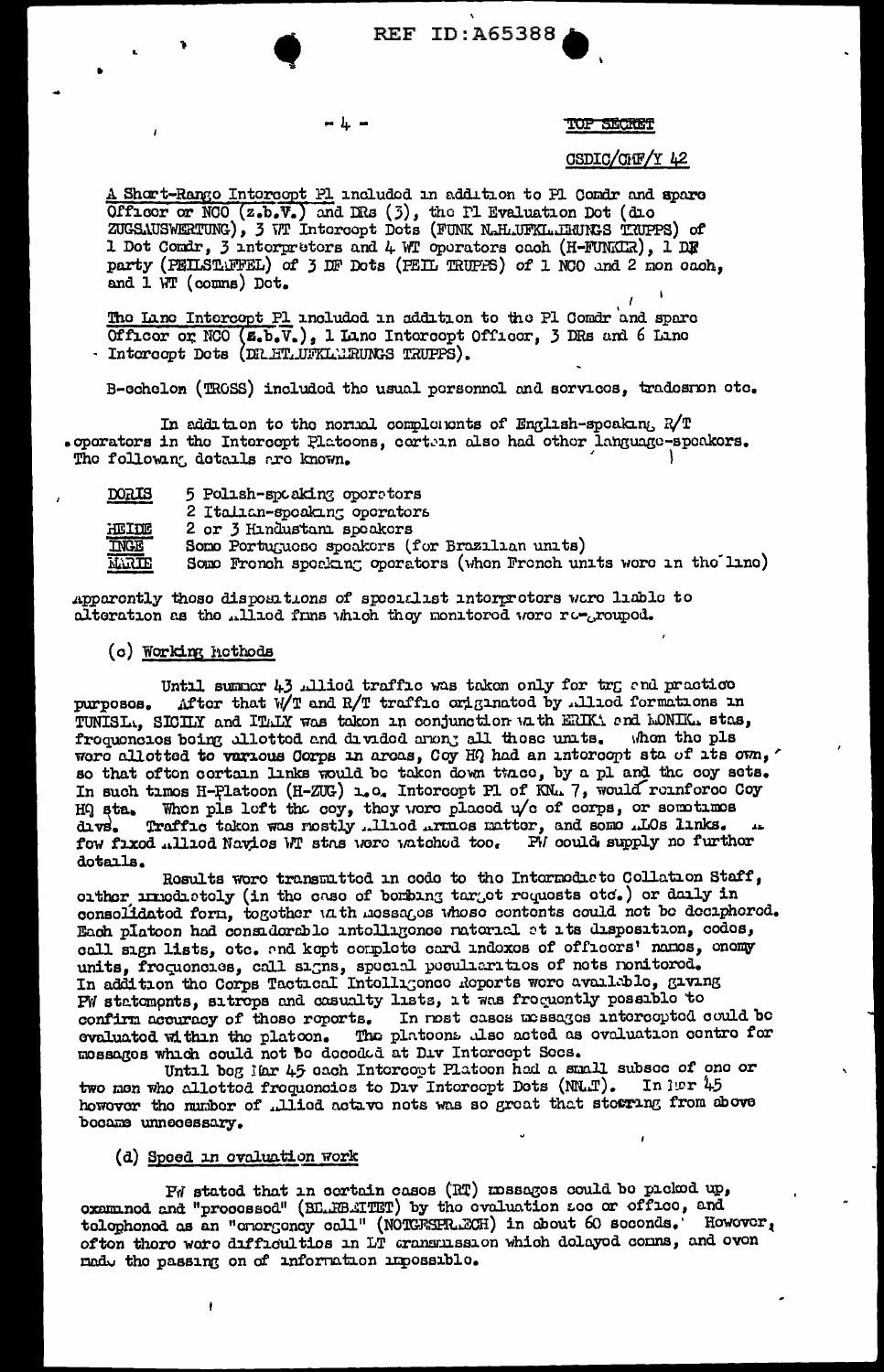TOP SECRET

CSDIC/CMF/Y 42

A Short-Range Intercept Pl included in addition to Pl Comdr and spare Officer or NCO (z.b.V.) and DRs (3), the Pl Evaluation Det (die ZUGSAUSWERTUNG), 3 WT Intercept Dets (FUNK NAHAUFKLAERUNGS TRUPPS) of 1 Det Comdr, 3 interpreters and 4 WT operators each (H-FUNKER), 1 DF party (PEILSTAFFEL) of 3 DF Dets (PEIL TRUPPS) of 1 NCO and 2 men each, and 1 WT (comms) Det.

The Line Intercept Pl included in addition to the Pl Comdr and spare Officer or NCO (z.b.V.), 1 Line Intercept Officer, 3 DRs and 6 Line Intercept Dets (DRAHTAUFKLAERUNGS TRUPPS).

B-echelon (TROSS) included the usual personnel and services, tradesmen etc.

In addition to the normal complements of English-speaking R/T operators in the Intercept Platoons, certain also had other language-speakers. The following details are known.

| | |
|---|---|
| DORIS | 5 Polish-speaking operators |
| | 2 Italian-speaking operators |
| HEIDE | 2 or 3 Hindustani speakers |
| INGE | Some Portuguese speakers (for Brazilian units) |
| MARIE | Some French speaking operators (when French units were in the line) |

Apparently these dispositions of specialist interpreters were liable to alteration as the Allied fmns which they monitored were re-grouped.

(c) Working Methods

Until summer 43 Allied traffic was taken only for trg and practice purposes. After that W/T and R/T traffic originated by Allied formations in TUNISIA, SICILY and ITALY was taken in conjunction with ERIKA and MONIKA stas, frequencies being allotted and divided among all these units. When the pls were allotted to various Corps in areas, Coy HQ had an intercept sta of its own, so that often certain links would be taken down twice, by a pl and the coy sets. In such times H-Platoon (H-ZUG) i.e. Intercept Pl of KNA 7, would reinforce Coy HQ sta. When pls left the coy, they were placed u/c of corps, or sometimes divs. Traffic taken was mostly Allied Armies matter, and some AIOs links. A few fixed Allied Navies WT stas were watched too. PW could supply no further details.

Results were transmitted in code to the Intermediate Collation Staff, either immediately (in the case of bombing target requests etc.) or daily in consolidated form, together with messages whose contents could not be deciphered. Each platoon had considerable intelligence material at its disposition, codes, call sign lists, etc. and kept complete card indexes of officers' names, enemy units, frequencies, call signs, special peculiarities of nets monitored. In addition the Corps Tactical Intelligence Reports were available, giving PW statements, sitreps and casualty lists, it was frequently possible to confirm accuracy of these reports. In most cases messages intercepted could be evaluated within the platoon. The platoons also acted as evaluation centre for messages which could not be decoded at Div Intercept Secs.

Until beg Mar 45 each Intercept Platoon had a small subsec of one or two men who allotted frequencies to Div Intercept Dets (NNAT). In Mar 45 however the number of Allied active nets was so great that steering from above became unnecessary.

(d) Speed in evaluation work

PW stated that in certain cases (RT) messages could be picked up, examined and "processed" (BEARBEITET) by the evaluation sec or office, and telephoned as an "emergency call" (NOTGESPRAECH) in about 60 seconds. However, often there were difficulties in LT transmission which delayed comms, and even made the passing on of information impossible.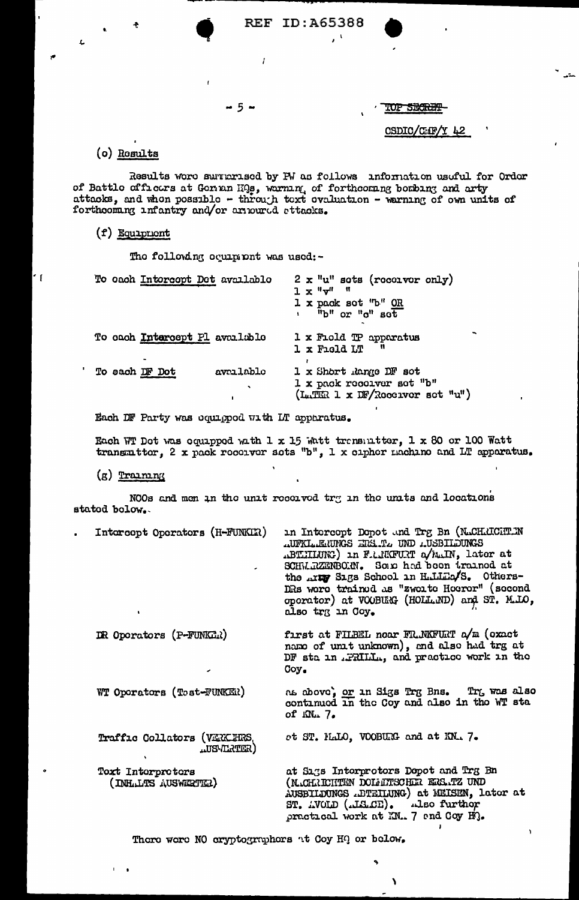TOP SECRET

CSDIC/CMF/Y 42

(e) Results

Results were summarised by PW as follows: information useful for Order of Battle officers at German HQs, warning of forthcoming bombing and arty attacks, and when possible - through text evaluation - warning of own units of forthcoming infantry and/or armoured attacks.

(f) Equipment

The following equipment was used:-

| | |
|---|---|
| To each Intercept Det available | 2 x "u" sets (receiver only)<br>1 x "v" "<br>1 x pack set "b" OR<br>"b" or "c" set |
| To each Intercept Pl available | 1 x Field TP apparatus<br>1 x Field LT " |
| To each DF Det available | 1 x Short Range DF set<br>1 x pack receiver set "b"<br>(LATER 1 x DF/Receiver set "u") |

Each DF Party was equipped with LT apparatus.

Each WT Det was equipped with 1 x 15 Watt transmitter, 1 x 80 or 100 Watt transmitter, 2 x pack receiver sets "b", 1 x cipher machine and LT apparatus.

(g) Training

NCOs and men in the unit received trg in the units and locations stated below.

| | |
|---|---|
| Intercept Operators (H-FUNKER) | in Intercept Depot and Trg Bn (NACHRICHTEN AUFKLAERUNGS ERSATZ UND AUSBILDUNGS ABTEILUNG) in FRANKFURT a/MAIN, later at SCHWARZENBORN. Some had been trained at the Army Sigs School in HALLE a/S. Others-DRs were trained as "zweite Hoerer" (second operator) at VOOBURG (HOLLAND) and ST. MALO, also trg in Coy. |
| DF Operators (P-FUNKER) | first at FILBEL near FRANKFURT a/m (exact name of unit unknown), and also had trg at DF sta in APRILIA, and practice work in the Coy. |
| WT Operators (Test-FUNKER) | as above, or in Sigs Trg Bns. Trg was also continued in the Coy and also in the WT sta of KNA 7. |
| Traffic Collators (VERKEHRS AUSWERTER) | at ST. MALO, VOOBURG and at KNA 7. |
| Text Interpreters (INHALTS AUSWERTER) | at Sigs Interpreters Depot and Trg Bn (NACHRICHTEN DOLMETSCHER ERSATZ UND AUSBILDUNGS ABTEILUNG) at MEISSEN, later at ST. AVOLD (ALSACE). Also further practical work at KNA 7 and Coy HQ. |

There were NO cryptographers at Coy HQ or below.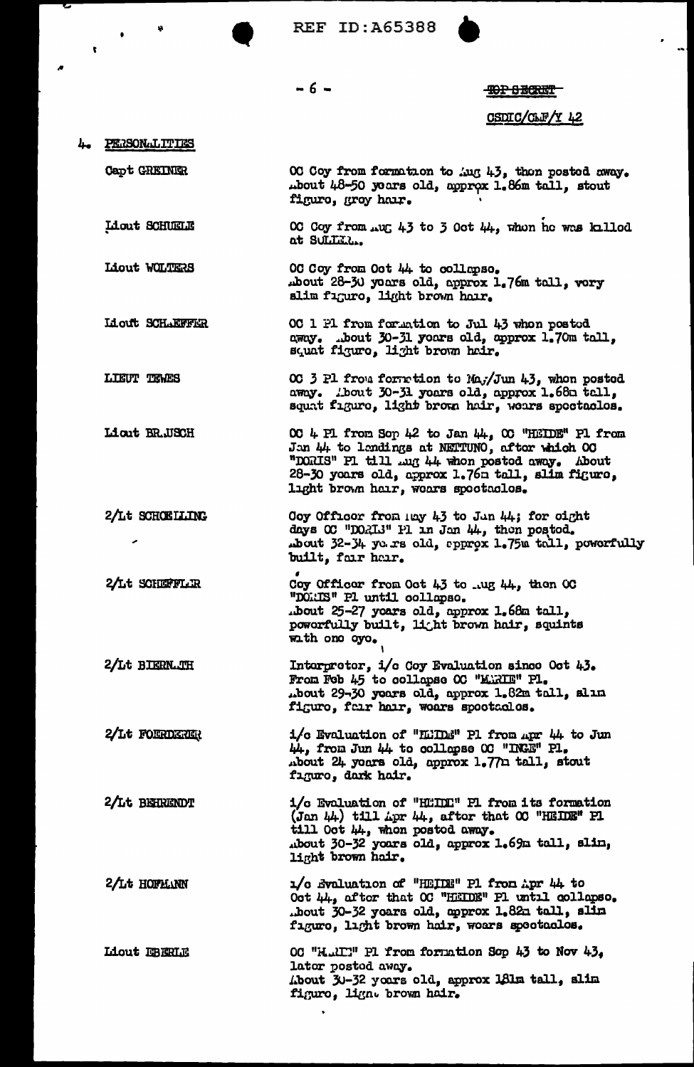TOP SECRET

CSDIC/CMF/Y 42

## 4. PERSONALITIES

| | |
|---|---|
| Capt GREINER | OC Coy from formation to Aug 43, then posted away. About 48-50 years old, approx 1.86m tall, stout figure, grey hair. |
| Lieut SCHUELE | OC Coy from Aug 43 to 3 Oct 44, when he was killed at SULLIAL. |
| Lieut WOLTERS | OC Coy from Oct 44 to collapse. About 28-30 years old, approx 1.76m tall, very slim figure, light brown hair. |
| Lieut SCHAEFFER | OC 1 Pl from formation to Jul 43 when posted away. About 30-31 years old, approx 1.70m tall, squat figure, light brown hair. |
| LIEUT TEWES | OC 3 Pl from formation to May/Jun 43, when posted away. About 30-31 years old, approx 1.68m tall, squat figure, light brown hair, wears spectacles. |
| Lieut BRAUSCH | OC 4 Pl from Sep 42 to Jan 44, OC "HEIDE" Pl from Jan 44 to landings at NETTUNO, after which OC "DORIS" Pl till Aug 44 when posted away. About 28-30 years old, approx 1.76m tall, slim figure, light brown hair, wears spectacles. |
| 2/Lt SCHOELLING | Coy Officer from May 43 to Jan 44; for eight days OC "DORIS" Pl in Jan 44, then posted. About 32-34 years old, approx 1.75m tall, powerfully built, fair hair. |
| 2/Lt SCHEFFLER | Coy Officer from Oct 43 to Aug 44, then OC "DORIS" Pl until collapse. About 25-27 years old, approx 1.68m tall, powerfully built, light brown hair, squints with one eye. |
| 2/Lt BIERNATH | Interpreter, i/c Coy Evaluation since Oct 43. From Feb 45 to collapse OC "MARIE" Pl. About 29-30 years old, approx 1.82m tall, slim figure, fair hair, wears spectacles. |
| 2/Lt FOERDERER | i/c Evaluation of "HEIDE" Pl from Apr 44 to Jun 44, from Jun 44 to collapse OC "INGE" Pl. About 24 years old, approx 1.77m tall, stout figure, dark hair. |
| 2/Lt BEHRENDT | i/c Evaluation of "HEIDE" Pl from its formation (Jan 44) till Apr 44, after that OC "HEIDE" Pl till Oct 44, when posted away. About 30-32 years old, approx 1.69m tall, slim, light brown hair. |
| 2/Lt HOFMANN | i/c Evaluation of "HEIDE" Pl from Apr 44 to Oct 44, after that OC "HEIDE" Pl until collapse. About 30-32 years old, approx 1.82m tall, slim figure, light brown hair, wears spectacles. |
| Lieut EBERLE | OC "MARIE" Pl from formation Sep 43 to Nov 43, later posted away. About 30-32 years old, approx 181m tall, slim figure, light brown hair. |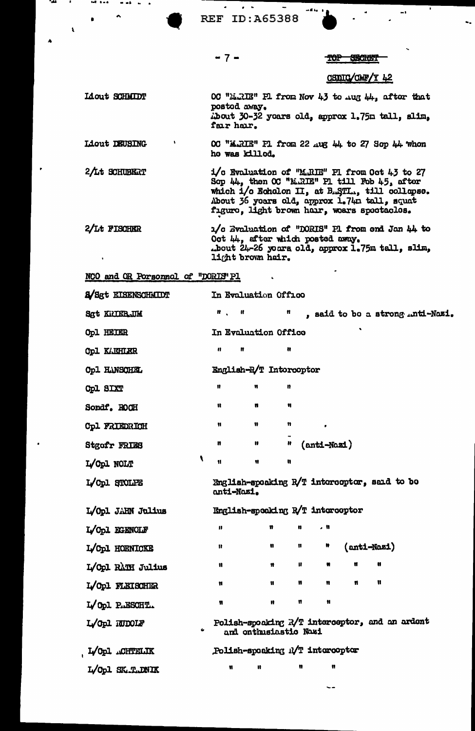REF ID:A65388

TOP SECRET

CSDIC/CMF/Y 42

| | |
|---|---|
| Lieut SCHMIDT | OC "MARIE" Pl from Nov 43 to Aug 44, after that posted away. About 30-32 years old, approx 1.75m tall, slim, fair hair. |
| Lieut DEUSING | OC "MARIE" Pl from 22 Aug 44 to 27 Sep 44 when he was killed. |
| 2/Lt SCHUBERT | i/c Evaluation of "MARIE" Pl from Oct 43 to 27 Sep 44, then OC "MARIE" Pl till Feb 45, after which i/c Echelon II, at BASTIA, till collapse. About 36 years old, approx 1.74m tall, squat figure, light brown hair, wears spectacles. |
| 2/Lt FISCHER | i/c Evaluation of "DORIS" Pl from end Jan 44 to Oct 44, after which posted away. About 24-26 years old, approx 1.75m tall, slim, light brown hair. |

NCO and OR Personnel of "DORIS" Pl

| | |
|---|---|
| S/Sgt EISENSCHMIDT | In Evaluation Office |
| Sgt KRIEBAUM | " " " , said to be a strong Anti-Nazi. |
| Cpl HEIER | In Evaluation Office |
| Cpl KAEHLER | " " " |
| Cpl HANSCHEL | English-R/T Interceptor |
| Cpl SIXT | " " " |
| Sondf. ROCH | " " " |
| Cpl FRIEDRICH | " " " |
| Stgefr FRIES | " " " (anti-Nazi) |
| L/Cpl NOLT | " " " |
| L/Cpl STOLPE | English-speaking R/T interceptor, said to be anti-Nazi. |
| L/Cpl JAHN Julius | English-speaking R/T interceptor |
| L/Cpl EGENOLF | " " " " |
| L/Cpl HOENICKE | " " " " (anti-Nazi) |
| L/Cpl RÄTH Julius | " " " " " " |
| L/Cpl FLEISCHER | " " " " " " |
| L/Cpl PAESCHTA | " " " " |
| L/Cpl RUDOLF | Polish-speaking R/T interceptor, and an ardent and enthusiastic Nazi |
| L/Cpl ACHTELIK | Polish-speaking R/T interceptor |
| L/Cpl SKATADNIK | " " " " |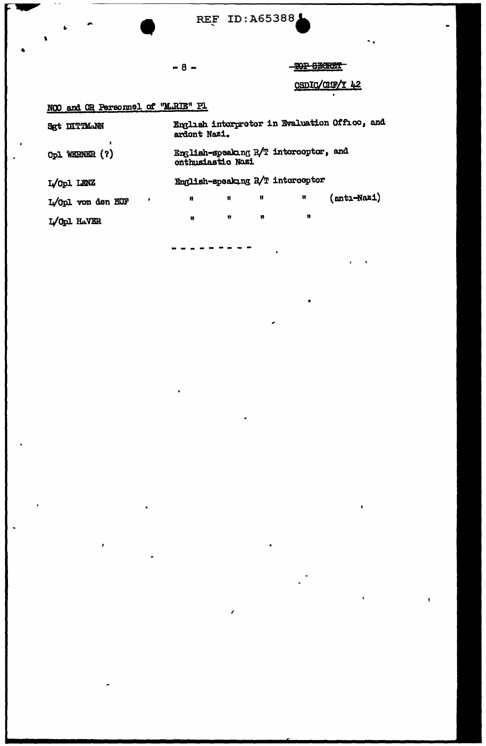TOP SECRET

CSDIC/CMF/Y 42

NCO and OR Personnel of "MARIE" Pl

| | |
|---|---|
| Sgt DITTMANN | English interpreter in Evaluation Office, and ardent Nazi. |
| Cpl WERNER (?) | English-speaking R/T interceptor, and enthusiastic Nazi |
| L/Cpl LENZ | English-speaking R/T interceptor |
| L/Cpl von den HOF | " " " " (anti-Nazi) |
| L/Cpl HAVER | " " " " |

- - - - - - - - -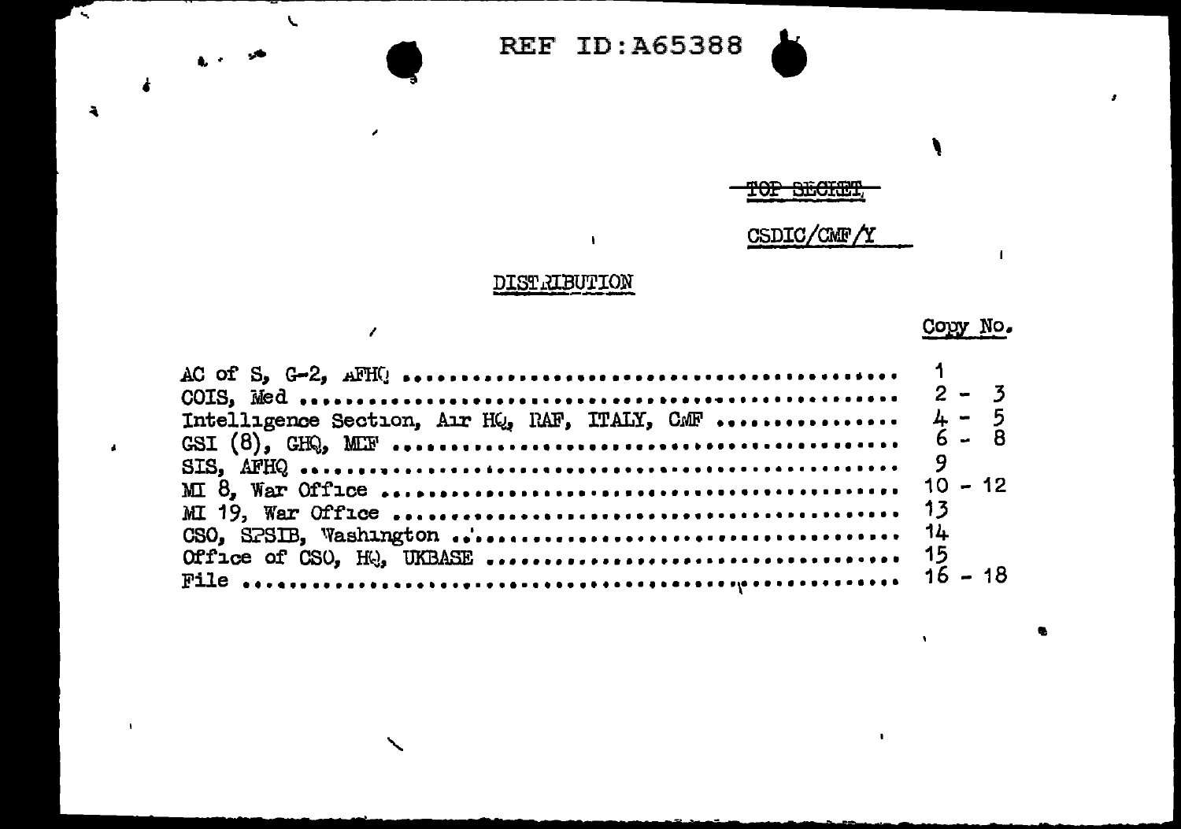~~TOP SECRET~~

CSDIC/CMF/Y

DISTRIBUTION

| | Copy No. |
|---|---|
| AC of S, G-2, AFHQ .................................................. | 1 |
| COIS, Med .................................................. | 2 - 3 |
| Intelligence Section, Air HQ, RAF, ITALY, CMF ................ | 4 - 5 |
| GSI (8), GHQ, MEF .................................................. | 6 - 8 |
| SIS, AFHQ .................................................. | 9 |
| MI 8, War Office .................................................. | 10 - 12 |
| MI 19, War Office .................................................. | 13 |
| CSO, SPSIB, Washington .................................................. | 14 |
| Office of CSO, HQ, UKBASE .................................................. | 15 |
| File .................................................. | 16 - 18 |